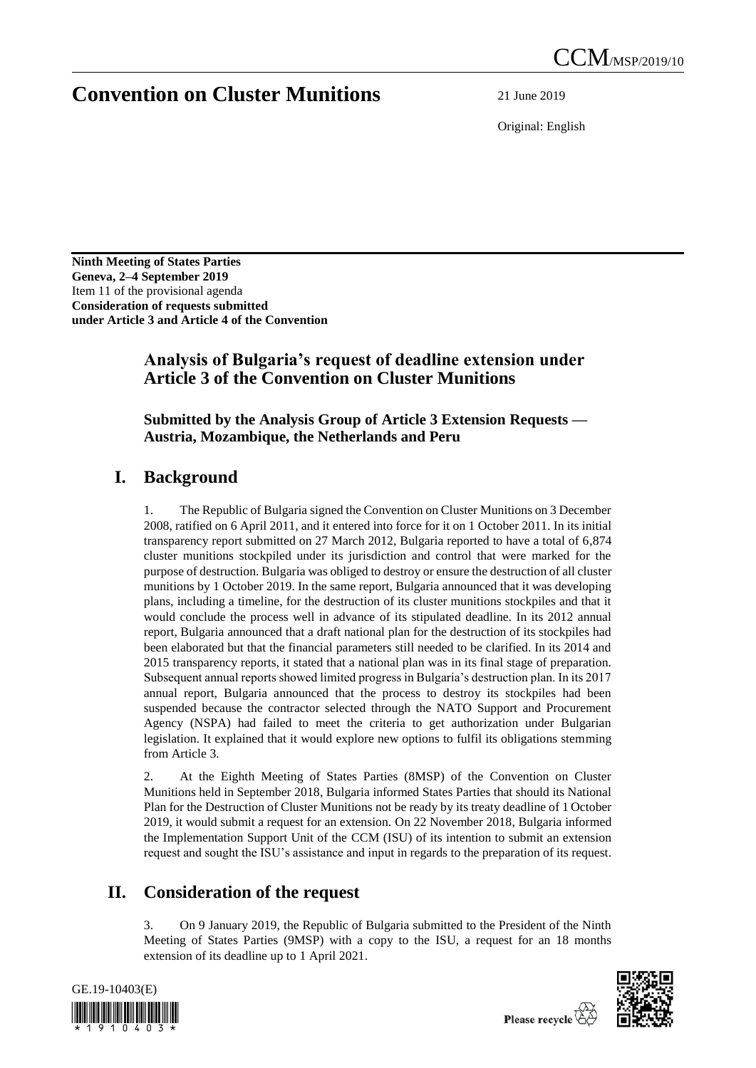# Convention on Cluster Munitions

CCM/MSP/2019/10

21 June 2019

Original: English

**Ninth Meeting of States Parties**
**Geneva, 2–4 September 2019**
Item 11 of the provisional agenda
**Consideration of requests submitted under Article 3 and Article 4 of the Convention**

## Analysis of Bulgaria's request of deadline extension under Article 3 of the Convention on Cluster Munitions

### Submitted by the Analysis Group of Article 3 Extension Requests — Austria, Mozambique, the Netherlands and Peru

## I. Background

1. The Republic of Bulgaria signed the Convention on Cluster Munitions on 3 December 2008, ratified on 6 April 2011, and it entered into force for it on 1 October 2011. In its initial transparency report submitted on 27 March 2012, Bulgaria reported to have a total of 6,874 cluster munitions stockpiled under its jurisdiction and control that were marked for the purpose of destruction. Bulgaria was obliged to destroy or ensure the destruction of all cluster munitions by 1 October 2019. In the same report, Bulgaria announced that it was developing plans, including a timeline, for the destruction of its cluster munitions stockpiles and that it would conclude the process well in advance of its stipulated deadline. In its 2012 annual report, Bulgaria announced that a draft national plan for the destruction of its stockpiles had been elaborated but that the financial parameters still needed to be clarified. In its 2014 and 2015 transparency reports, it stated that a national plan was in its final stage of preparation. Subsequent annual reports showed limited progress in Bulgaria's destruction plan. In its 2017 annual report, Bulgaria announced that the process to destroy its stockpiles had been suspended because the contractor selected through the NATO Support and Procurement Agency (NSPA) had failed to meet the criteria to get authorization under Bulgarian legislation. It explained that it would explore new options to fulfil its obligations stemming from Article 3.

2. At the Eighth Meeting of States Parties (8MSP) of the Convention on Cluster Munitions held in September 2018, Bulgaria informed States Parties that should its National Plan for the Destruction of Cluster Munitions not be ready by its treaty deadline of 1 October 2019, it would submit a request for an extension. On 22 November 2018, Bulgaria informed the Implementation Support Unit of the CCM (ISU) of its intention to submit an extension request and sought the ISU's assistance and input in regards to the preparation of its request.

## II. Consideration of the request

3. On 9 January 2019, the Republic of Bulgaria submitted to the President of the Ninth Meeting of States Parties (9MSP) with a copy to the ISU, a request for an 18 months extension of its deadline up to 1 April 2021.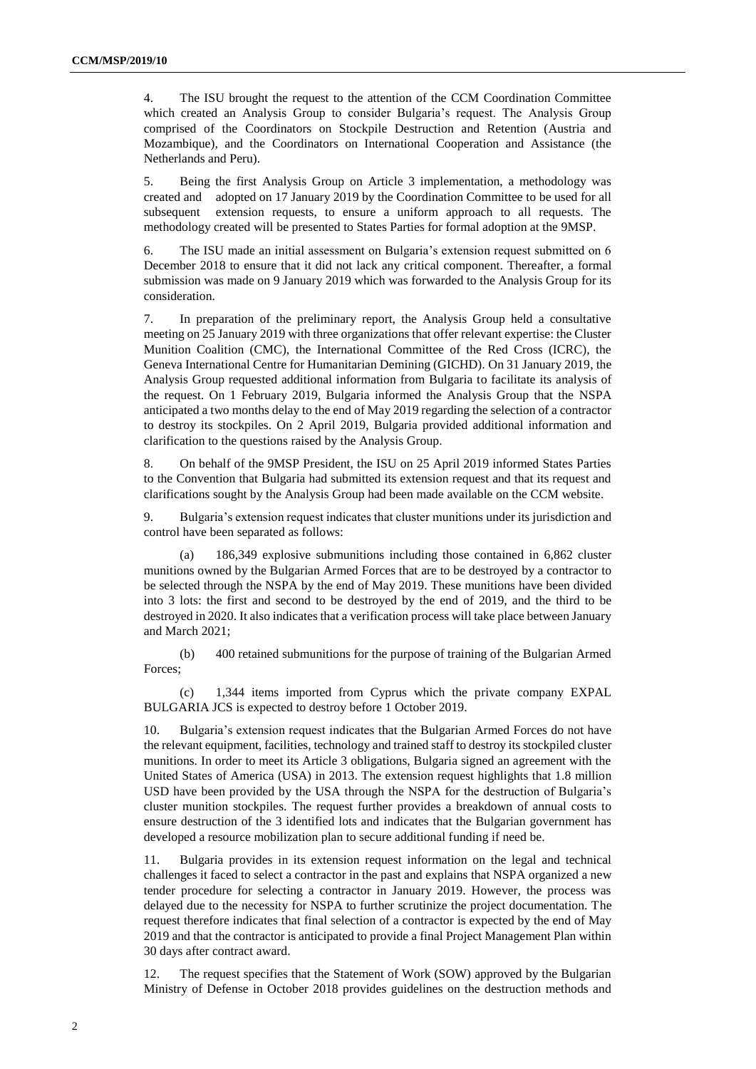4. The ISU brought the request to the attention of the CCM Coordination Committee which created an Analysis Group to consider Bulgaria's request. The Analysis Group comprised of the Coordinators on Stockpile Destruction and Retention (Austria and Mozambique), and the Coordinators on International Cooperation and Assistance (the Netherlands and Peru).

5. Being the first Analysis Group on Article 3 implementation, a methodology was created and adopted on 17 January 2019 by the Coordination Committee to be used for all subsequent extension requests, to ensure a uniform approach to all requests. The methodology created will be presented to States Parties for formal adoption at the 9MSP.

6. The ISU made an initial assessment on Bulgaria's extension request submitted on 6 December 2018 to ensure that it did not lack any critical component. Thereafter, a formal submission was made on 9 January 2019 which was forwarded to the Analysis Group for its consideration.

7. In preparation of the preliminary report, the Analysis Group held a consultative meeting on 25 January 2019 with three organizations that offer relevant expertise: the Cluster Munition Coalition (CMC), the International Committee of the Red Cross (ICRC), the Geneva International Centre for Humanitarian Demining (GICHD). On 31 January 2019, the Analysis Group requested additional information from Bulgaria to facilitate its analysis of the request. On 1 February 2019, Bulgaria informed the Analysis Group that the NSPA anticipated a two months delay to the end of May 2019 regarding the selection of a contractor to destroy its stockpiles. On 2 April 2019, Bulgaria provided additional information and clarification to the questions raised by the Analysis Group.

8. On behalf of the 9MSP President, the ISU on 25 April 2019 informed States Parties to the Convention that Bulgaria had submitted its extension request and that its request and clarifications sought by the Analysis Group had been made available on the CCM website.

9. Bulgaria's extension request indicates that cluster munitions under its jurisdiction and control have been separated as follows:

(a) 186,349 explosive submunitions including those contained in 6,862 cluster munitions owned by the Bulgarian Armed Forces that are to be destroyed by a contractor to be selected through the NSPA by the end of May 2019. These munitions have been divided into 3 lots: the first and second to be destroyed by the end of 2019, and the third to be destroyed in 2020. It also indicates that a verification process will take place between January and March 2021;

(b) 400 retained submunitions for the purpose of training of the Bulgarian Armed Forces;

(c) 1,344 items imported from Cyprus which the private company EXPAL BULGARIA JCS is expected to destroy before 1 October 2019.

10. Bulgaria's extension request indicates that the Bulgarian Armed Forces do not have the relevant equipment, facilities, technology and trained staff to destroy its stockpiled cluster munitions. In order to meet its Article 3 obligations, Bulgaria signed an agreement with the United States of America (USA) in 2013. The extension request highlights that 1.8 million USD have been provided by the USA through the NSPA for the destruction of Bulgaria's cluster munition stockpiles. The request further provides a breakdown of annual costs to ensure destruction of the 3 identified lots and indicates that the Bulgarian government has developed a resource mobilization plan to secure additional funding if need be.

11. Bulgaria provides in its extension request information on the legal and technical challenges it faced to select a contractor in the past and explains that NSPA organized a new tender procedure for selecting a contractor in January 2019. However, the process was delayed due to the necessity for NSPA to further scrutinize the project documentation. The request therefore indicates that final selection of a contractor is expected by the end of May 2019 and that the contractor is anticipated to provide a final Project Management Plan within 30 days after contract award.

12. The request specifies that the Statement of Work (SOW) approved by the Bulgarian Ministry of Defense in October 2018 provides guidelines on the destruction methods and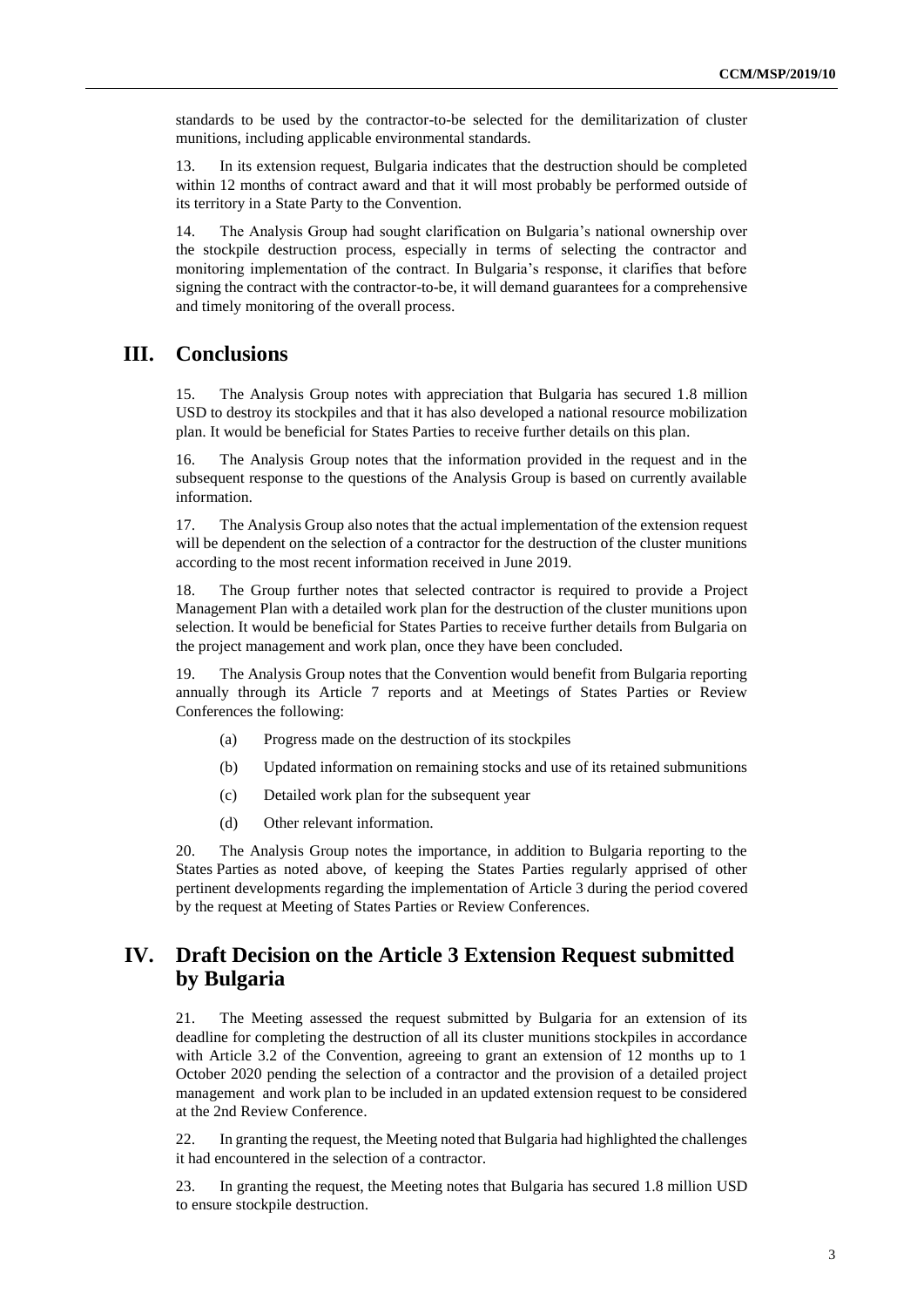standards to be used by the contractor-to-be selected for the demilitarization of cluster munitions, including applicable environmental standards.

13. In its extension request, Bulgaria indicates that the destruction should be completed within 12 months of contract award and that it will most probably be performed outside of its territory in a State Party to the Convention.

14. The Analysis Group had sought clarification on Bulgaria's national ownership over the stockpile destruction process, especially in terms of selecting the contractor and monitoring implementation of the contract. In Bulgaria's response, it clarifies that before signing the contract with the contractor-to-be, it will demand guarantees for a comprehensive and timely monitoring of the overall process.

## III. Conclusions

15. The Analysis Group notes with appreciation that Bulgaria has secured 1.8 million USD to destroy its stockpiles and that it has also developed a national resource mobilization plan. It would be beneficial for States Parties to receive further details on this plan.

16. The Analysis Group notes that the information provided in the request and in the subsequent response to the questions of the Analysis Group is based on currently available information.

17. The Analysis Group also notes that the actual implementation of the extension request will be dependent on the selection of a contractor for the destruction of the cluster munitions according to the most recent information received in June 2019.

18. The Group further notes that selected contractor is required to provide a Project Management Plan with a detailed work plan for the destruction of the cluster munitions upon selection. It would be beneficial for States Parties to receive further details from Bulgaria on the project management and work plan, once they have been concluded.

19. The Analysis Group notes that the Convention would benefit from Bulgaria reporting annually through its Article 7 reports and at Meetings of States Parties or Review Conferences the following:

(a) Progress made on the destruction of its stockpiles

(b) Updated information on remaining stocks and use of its retained submunitions

(c) Detailed work plan for the subsequent year

(d) Other relevant information.

20. The Analysis Group notes the importance, in addition to Bulgaria reporting to the States Parties as noted above, of keeping the States Parties regularly apprised of other pertinent developments regarding the implementation of Article 3 during the period covered by the request at Meeting of States Parties or Review Conferences.

## IV. Draft Decision on the Article 3 Extension Request submitted by Bulgaria

21. The Meeting assessed the request submitted by Bulgaria for an extension of its deadline for completing the destruction of all its cluster munitions stockpiles in accordance with Article 3.2 of the Convention, agreeing to grant an extension of 12 months up to 1 October 2020 pending the selection of a contractor and the provision of a detailed project management and work plan to be included in an updated extension request to be considered at the 2nd Review Conference.

22. In granting the request, the Meeting noted that Bulgaria had highlighted the challenges it had encountered in the selection of a contractor.

23. In granting the request, the Meeting notes that Bulgaria has secured 1.8 million USD to ensure stockpile destruction.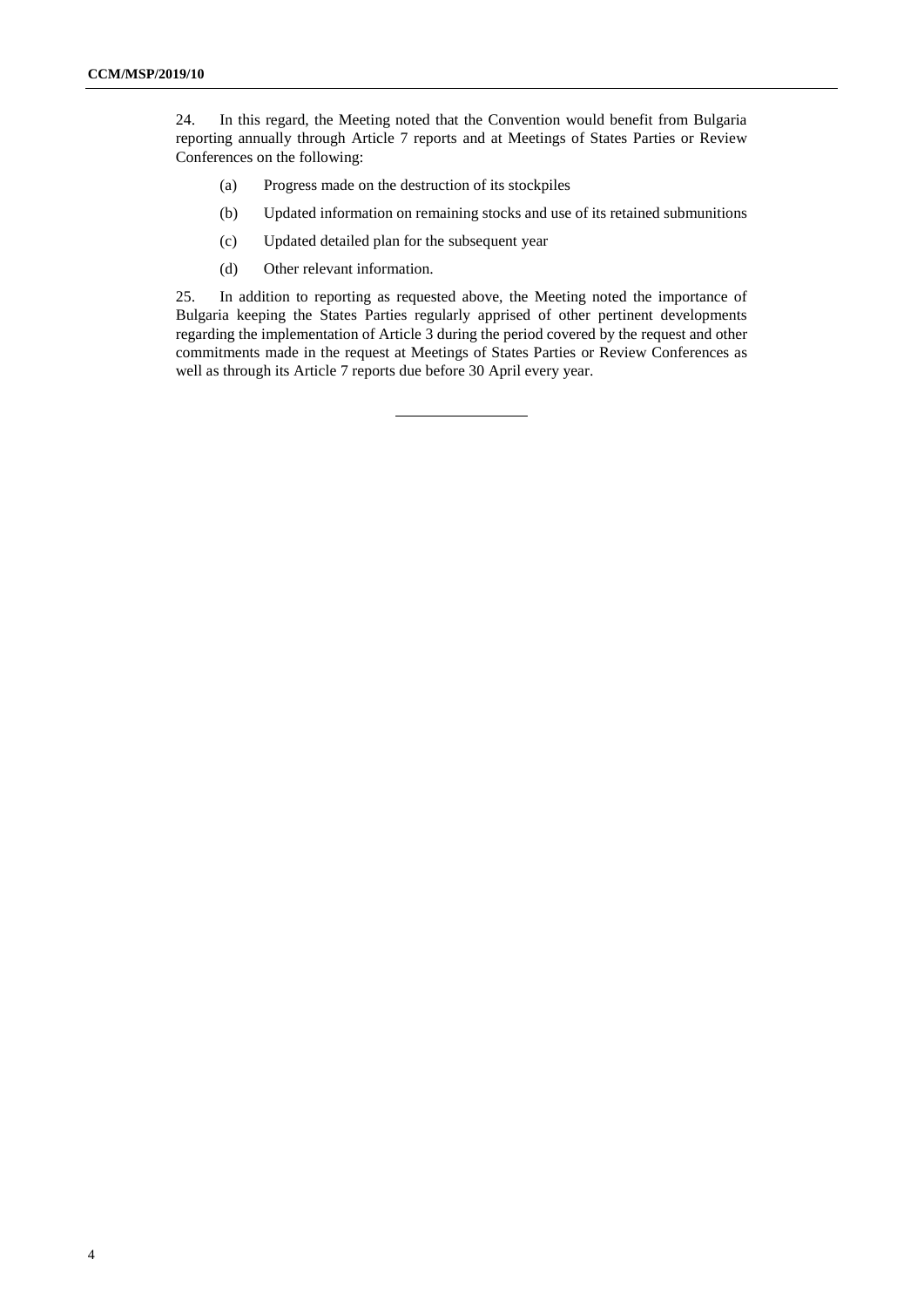24. In this regard, the Meeting noted that the Convention would benefit from Bulgaria reporting annually through Article 7 reports and at Meetings of States Parties or Review Conferences on the following:

(a) Progress made on the destruction of its stockpiles

(b) Updated information on remaining stocks and use of its retained submunitions

(c) Updated detailed plan for the subsequent year

(d) Other relevant information.

25. In addition to reporting as requested above, the Meeting noted the importance of Bulgaria keeping the States Parties regularly apprised of other pertinent developments regarding the implementation of Article 3 during the period covered by the request and other commitments made in the request at Meetings of States Parties or Review Conferences as well as through its Article 7 reports due before 30 April every year.